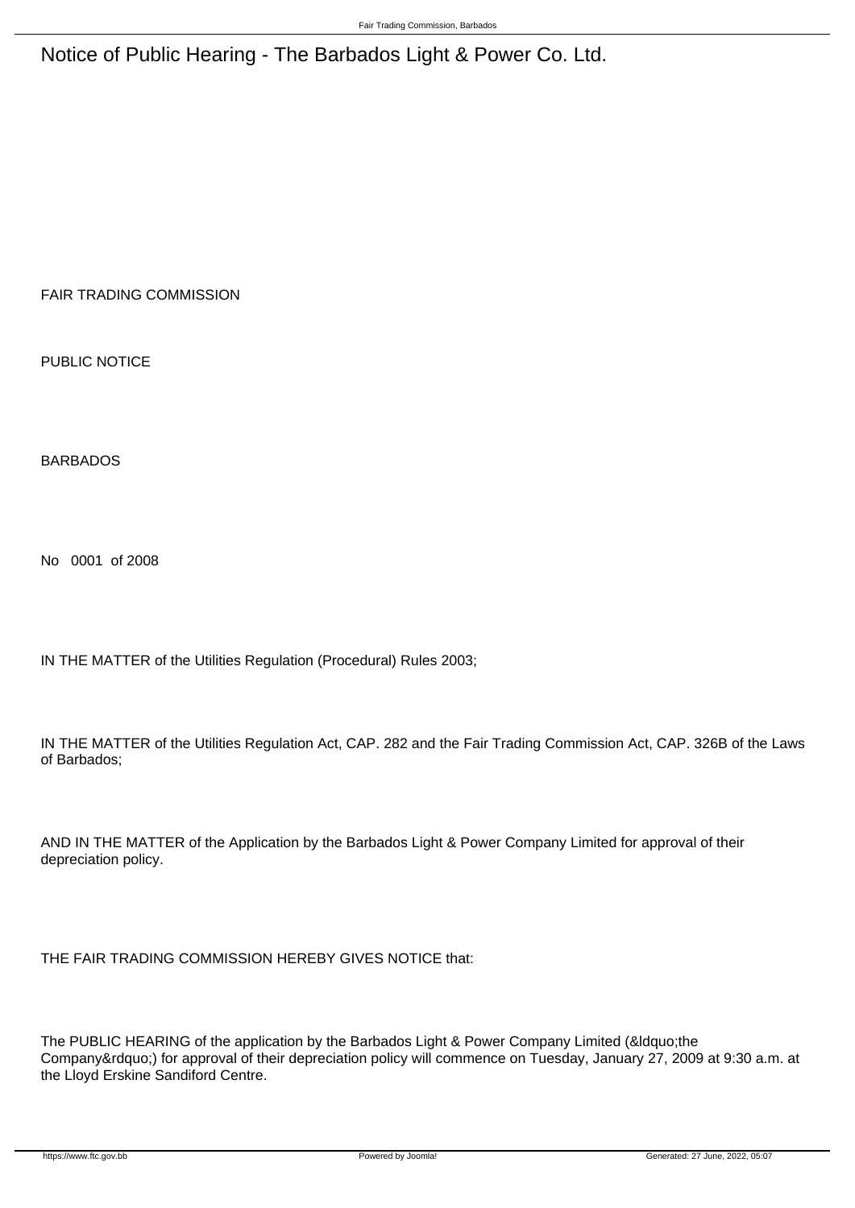# Notice of Public Hearing - The Barbados Light & Power Co. Ltd.

FAIR TRADING COMMISSION

PUBLIC NOTICE

BARBADOS

No 0001 of 2008

IN THE MATTER of the Utilities Regulation (Procedural) Rules 2003;

IN THE MATTER of the Utilities Regulation Act, CAP. 282 and the Fair Trading Commission Act, CAP. 326B of the Laws of Barbados;

AND IN THE MATTER of the Application by the Barbados Light & Power Company Limited for approval of their depreciation policy.

THE FAIR TRADING COMMISSION HEREBY GIVES NOTICE that:

The PUBLIC HEARING of the application by the Barbados Light & Power Company Limited (&ldquo;the Company&rdquo;) for approval of their depreciation policy will commence on Tuesday, January 27, 2009 at 9:30 a.m. at the Lloyd Erskine Sandiford Centre.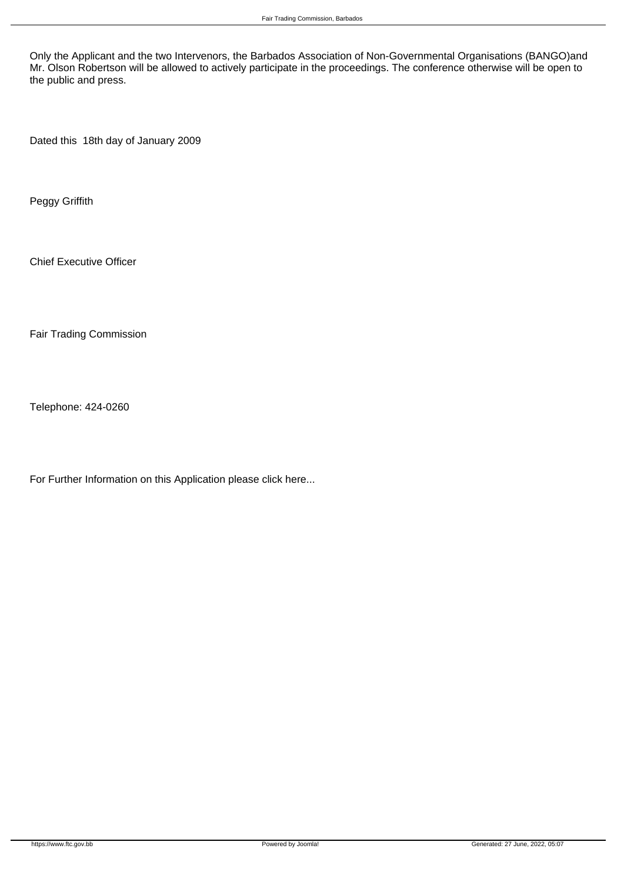Only the Applicant and the two Intervenors, the Barbados Association of Non-Governmental Organisations (BANGO)and Mr. Olson Robertson will be allowed to actively participate in the proceedings. The conference otherwise will be open to the public and press.

Dated this 18th day of January 2009

Peggy Griffith

Chief Executive Officer

Fair Trading Commission

Telephone: 424-0260

For Further Information on this Application please click here...